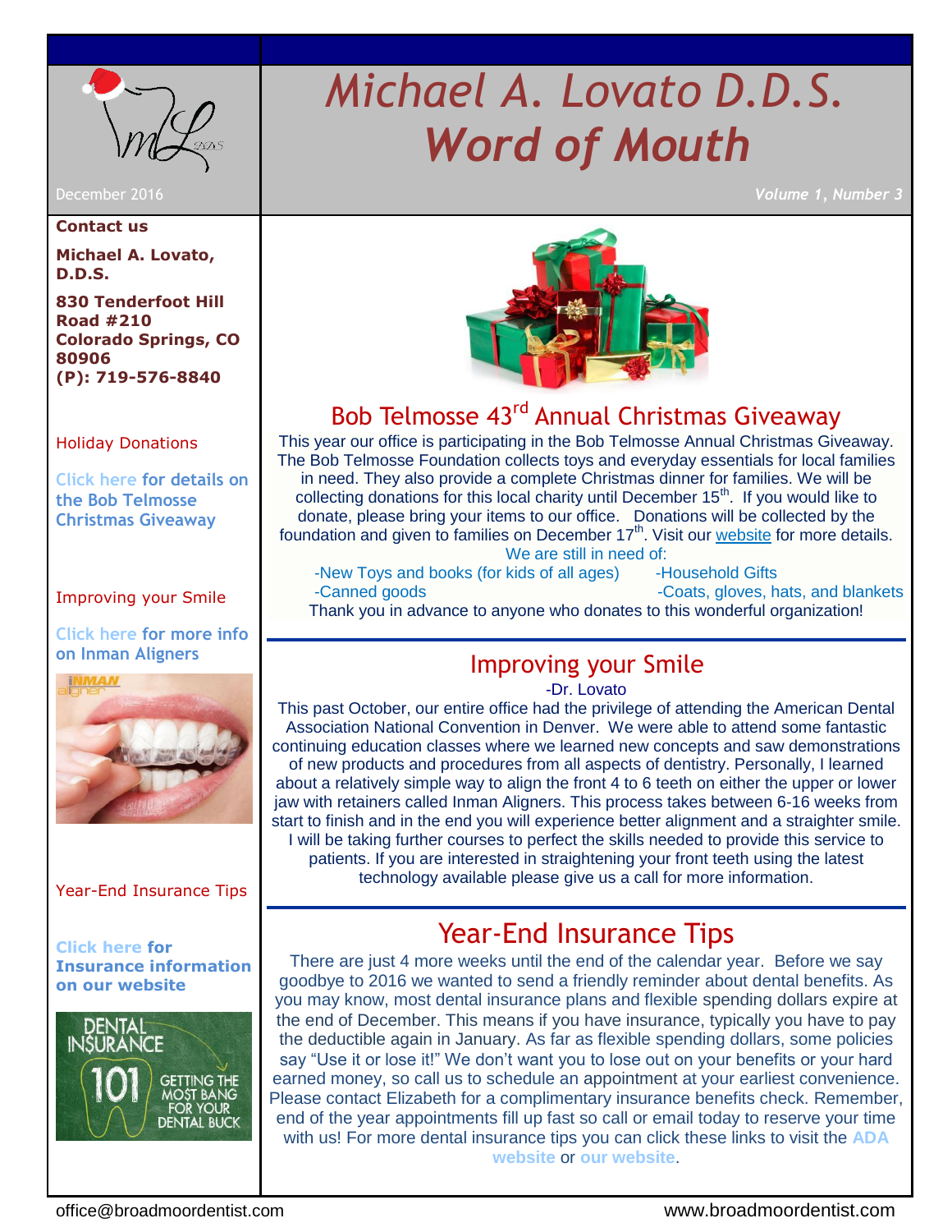# Michael A. Lovato D.D.S.
# *Word of Mouth*

December 2016

*Volume 1, Number 3*

**Contact us**

**Michael A. Lovato, D.D.S.**

**830 Tenderfoot Hill Road #210**
**Colorado Springs, CO 80906**
**(P): 719-576-8840**

Holiday Donations

Click here for details on the Bob Telmosse Christmas Giveaway

Improving your Smile

Click here for more info on Inman Aligners

Year-End Insurance Tips

**Click here for Insurance information on our website**

## Bob Telmosse 43rd Annual Christmas Giveaway

This year our office is participating in the Bob Telmosse Annual Christmas Giveaway. The Bob Telmosse Foundation collects toys and everyday essentials for local families in need. They also provide a complete Christmas dinner for families. We will be collecting donations for this local charity until December 15th. If you would like to donate, please bring your items to our office. Donations will be collected by the foundation and given to families on December 17th. Visit our website for more details.

We are still in need of:

- New Toys and books (for kids of all ages)
- Canned goods
- Household Gifts
- Coats, gloves, hats, and blankets

Thank you in advance to anyone who donates to this wonderful organization!

## Improving your Smile

-Dr. Lovato

This past October, our entire office had the privilege of attending the American Dental Association National Convention in Denver. We were able to attend some fantastic continuing education classes where we learned new concepts and saw demonstrations of new products and procedures from all aspects of dentistry. Personally, I learned about a relatively simple way to align the front 4 to 6 teeth on either the upper or lower jaw with retainers called Inman Aligners. This process takes between 6-16 weeks from start to finish and in the end you will experience better alignment and a straighter smile. I will be taking further courses to perfect the skills needed to provide this service to patients. If you are interested in straightening your front teeth using the latest technology available please give us a call for more information.

## Year-End Insurance Tips

There are just 4 more weeks until the end of the calendar year. Before we say goodbye to 2016 we wanted to send a friendly reminder about dental benefits. As you may know, most dental insurance plans and flexible spending dollars expire at the end of December. This means if you have insurance, typically you have to pay the deductible again in January. As far as flexible spending dollars, some policies say "Use it or lose it!" We don't want you to lose out on your benefits or your hard earned money, so call us to schedule an appointment at your earliest convenience. Please contact Elizabeth for a complimentary insurance benefits check. Remember, end of the year appointments fill up fast so call or email today to reserve your time with us! For more dental insurance tips you can click these links to visit the **ADA website** or **our website**.

office@broadmoordentist.com www.broadmoordentist.com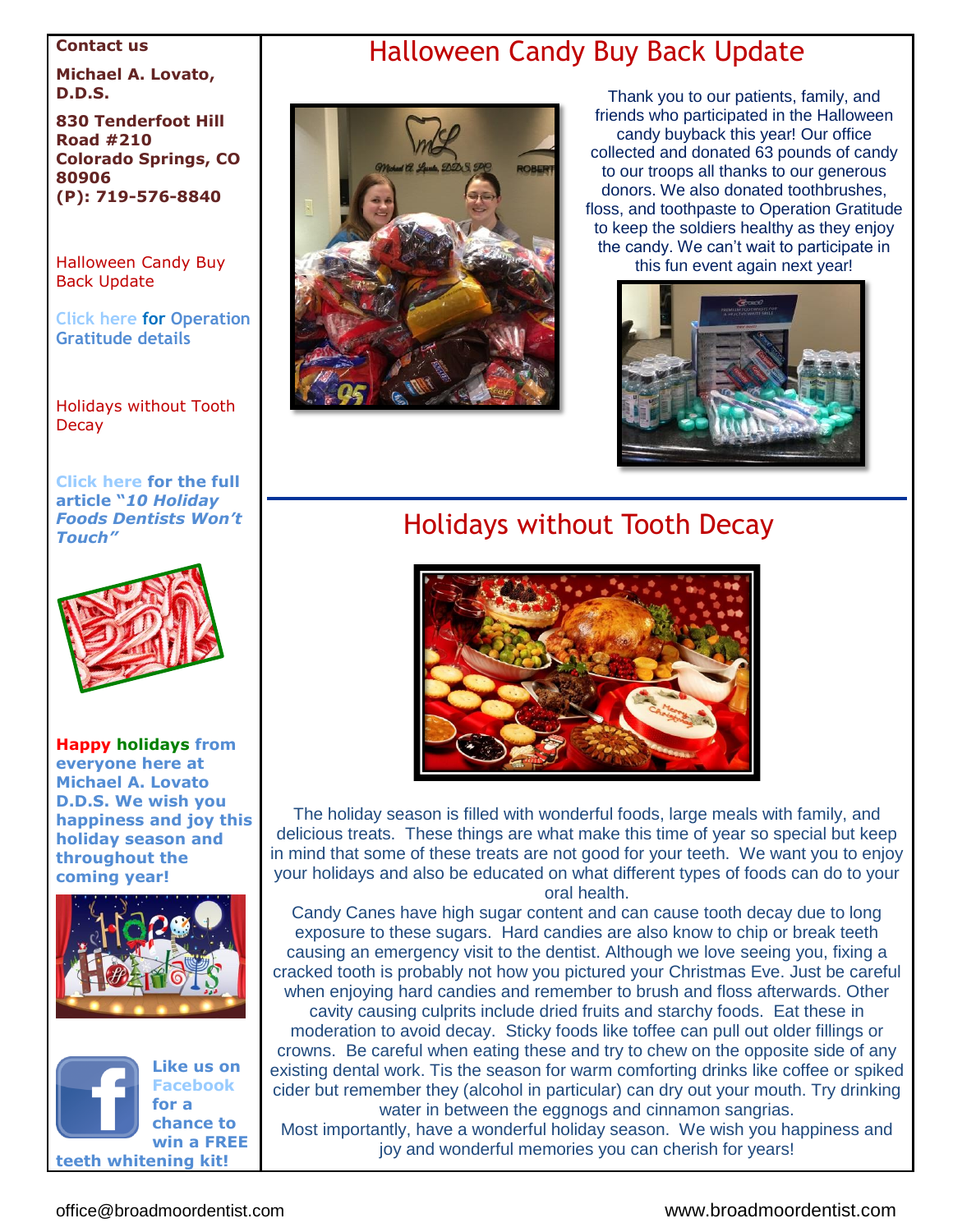**Contact us**

**Michael A. Lovato, D.D.S.**

**830 Tenderfoot Hill Road #210**
**Colorado Springs, CO 80906**
**(P): 719-576-8840**

Halloween Candy Buy Back Update

Click here for Operation Gratitude details

Holidays without Tooth Decay

**Click here for the full article "*10 Holiday Foods Dentists Won't Touch*"**

**Happy holidays from everyone here at Michael A. Lovato D.D.S. We wish you happiness and joy this holiday season and throughout the coming year!**

**Like us on Facebook for a chance to win a FREE teeth whitening kit!**

# Halloween Candy Buy Back Update

Thank you to our patients, family, and friends who participated in the Halloween candy buyback this year! Our office collected and donated 63 pounds of candy to our troops all thanks to our generous donors. We also donated toothbrushes, floss, and toothpaste to Operation Gratitude to keep the soldiers healthy as they enjoy the candy. We can't wait to participate in this fun event again next year!

# Holidays without Tooth Decay

The holiday season is filled with wonderful foods, large meals with family, and delicious treats. These things are what make this time of year so special but keep in mind that some of these treats are not good for your teeth. We want you to enjoy your holidays and also be educated on what different types of foods can do to your oral health.

Candy Canes have high sugar content and can cause tooth decay due to long exposure to these sugars. Hard candies are also know to chip or break teeth causing an emergency visit to the dentist. Although we love seeing you, fixing a cracked tooth is probably not how you pictured your Christmas Eve. Just be careful when enjoying hard candies and remember to brush and floss afterwards. Other cavity causing culprits include dried fruits and starchy foods. Eat these in moderation to avoid decay. Sticky foods like toffee can pull out older fillings or crowns. Be careful when eating these and try to chew on the opposite side of any existing dental work. Tis the season for warm comforting drinks like coffee or spiked cider but remember they (alcohol in particular) can dry out your mouth. Try drinking water in between the eggnogs and cinnamon sangrias.

Most importantly, have a wonderful holiday season. We wish you happiness and joy and wonderful memories you can cherish for years!

office@broadmoordentist.com www.broadmoordentist.com